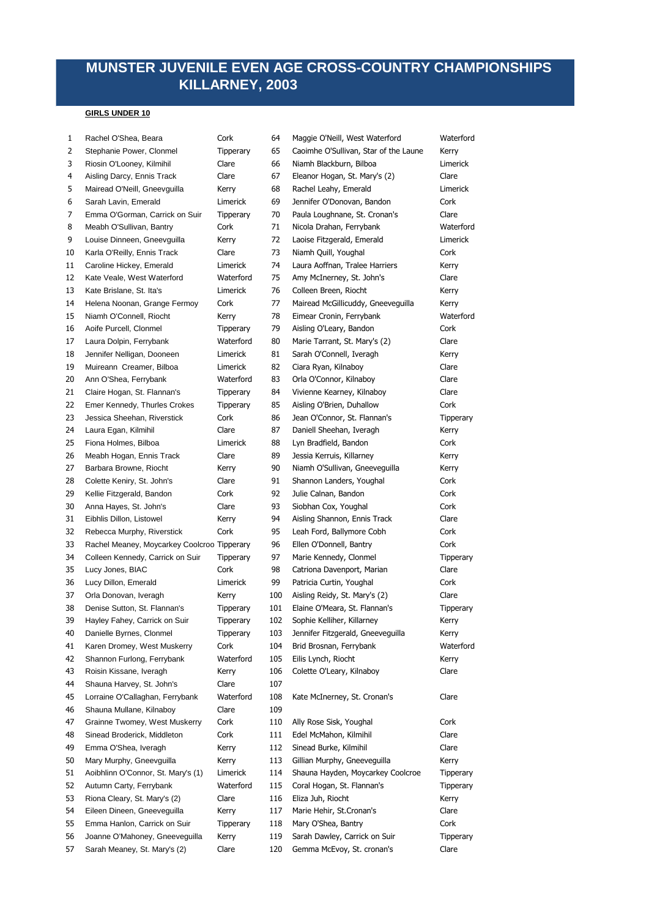# MUNSTER JUVENILE EVEN AGE CROSS-COUNTRY CHAMPIONSHIPS KILLARNEY, 2003

**GIRLS UNDER 10**

| Pos | Name | County |
|---|---|---|
| 1 | Rachel O'Shea, Beara | Cork |
| 2 | Stephanie Power, Clonmel | Tipperary |
| 3 | Riosin O'Looney, Kilmihil | Clare |
| 4 | Aisling Darcy, Ennis Track | Clare |
| 5 | Mairead O'Neill, Gneevguilla | Kerry |
| 6 | Sarah Lavin, Emerald | Limerick |
| 7 | Emma O'Gorman, Carrick on Suir | Tipperary |
| 8 | Meabh O'Sullivan, Bantry | Cork |
| 9 | Louise Dinneen, Gneevguilla | Kerry |
| 10 | Karla O'Reilly, Ennis Track | Clare |
| 11 | Caroline Hickey, Emerald | Limerick |
| 12 | Kate Veale, West Waterford | Waterford |
| 13 | Kate Brislane, St. Ita's | Limerick |
| 14 | Helena Noonan, Grange Fermoy | Cork |
| 15 | Niamh O'Connell, Riocht | Kerry |
| 16 | Aoife Purcell, Clonmel | Tipperary |
| 17 | Laura Dolpin, Ferrybank | Waterford |
| 18 | Jennifer Nelligan, Dooneen | Limerick |
| 19 | Muireann  Creamer, Bilboa | Limerick |
| 20 | Ann O'Shea, Ferrybank | Waterford |
| 21 | Claire Hogan, St. Flannan's | Tipperary |
| 22 | Emer Kennedy, Thurles Crokes | Tipperary |
| 23 | Jessica Sheehan, Riverstick | Cork |
| 24 | Laura Egan, Kilmihil | Clare |
| 25 | Fiona Holmes, Bilboa | Limerick |
| 26 | Meabh Hogan, Ennis Track | Clare |
| 27 | Barbara Browne, Riocht | Kerry |
| 28 | Colette Keniry, St. John's | Clare |
| 29 | Kellie Fitzgerald, Bandon | Cork |
| 30 | Anna Hayes, St. John's | Clare |
| 31 | Eibhlis Dillon, Listowel | Kerry |
| 32 | Rebecca Murphy, Riverstick | Cork |
| 33 | Rachel Meaney, Moycarkey Coolcroo | Tipperary |
| 34 | Colleen Kennedy, Carrick on Suir | Tipperary |
| 35 | Lucy Jones, BIAC | Cork |
| 36 | Lucy Dillon, Emerald | Limerick |
| 37 | Orla Donovan, Iveragh | Kerry |
| 38 | Denise Sutton, St. Flannan's | Tipperary |
| 39 | Hayley Fahey, Carrick on Suir | Tipperary |
| 40 | Danielle Byrnes, Clonmel | Tipperary |
| 41 | Karen Dromey, West Muskerry | Cork |
| 42 | Shannon Furlong, Ferrybank | Waterford |
| 43 | Roisin Kissane, Iveragh | Kerry |
| 44 | Shauna Harvey, St. John's | Clare |
| 45 | Lorraine O'Callaghan, Ferrybank | Waterford |
| 46 | Shauna Mullane, Kilnaboy | Clare |
| 47 | Grainne Twomey, West Muskerry | Cork |
| 48 | Sinead Broderick, Middleton | Cork |
| 49 | Emma O'Shea, Iveragh | Kerry |
| 50 | Mary Murphy, Gneevguilla | Kerry |
| 51 | Aoibhlinn O'Connor, St. Mary's (1) | Limerick |
| 52 | Autumn Carty, Ferrybank | Waterford |
| 53 | Riona Cleary, St. Mary's (2) | Clare |
| 54 | Eileen Dineen, Gneeveguilla | Kerry |
| 55 | Emma Hanlon, Carrick on Suir | Tipperary |
| 56 | Joanne O'Mahoney, Gneeveguilla | Kerry |
| 57 | Sarah Meaney, St. Mary's (2) | Clare |
| 64 | Maggie O'Neill, West Waterford | Waterford |
| 65 | Caoimhe O'Sullivan, Star of the Laune | Kerry |
| 66 | Niamh Blackburn, Bilboa | Limerick |
| 67 | Eleanor Hogan, St. Mary's (2) | Clare |
| 68 | Rachel Leahy, Emerald | Limerick |
| 69 | Jennifer O'Donovan, Bandon | Cork |
| 70 | Paula Loughnane, St. Cronan's | Clare |
| 71 | Nicola Drahan, Ferrybank | Waterford |
| 72 | Laoise Fitzgerald, Emerald | Limerick |
| 73 | Niamh Quill, Youghal | Cork |
| 74 | Laura Aoffnan, Tralee Harriers | Kerry |
| 75 | Amy McInerney, St. John's | Clare |
| 76 | Colleen Breen, Riocht | Kerry |
| 77 | Mairead McGillicuddy, Gneeveguilla | Kerry |
| 78 | Eimear Cronin, Ferrybank | Waterford |
| 79 | Aisling O'Leary, Bandon | Cork |
| 80 | Marie Tarrant, St. Mary's (2) | Clare |
| 81 | Sarah O'Connell, Iveragh | Kerry |
| 82 | Ciara Ryan, Kilnaboy | Clare |
| 83 | Orla O'Connor, Kilnaboy | Clare |
| 84 | Vivienne Kearney, Kilnaboy | Clare |
| 85 | Aisling O'Brien, Duhallow | Cork |
| 86 | Jean O'Connor, St. Flannan's | Tipperary |
| 87 | Daniell Sheehan, Iveragh | Kerry |
| 88 | Lyn Bradfield, Bandon | Cork |
| 89 | Jessia Kerruis, Killarney | Kerry |
| 90 | Niamh O'Sullivan, Gneeveguilla | Kerry |
| 91 | Shannon Landers, Youghal | Cork |
| 92 | Julie Calnan, Bandon | Cork |
| 93 | Siobhan Cox, Youghal | Cork |
| 94 | Aisling Shannon, Ennis Track | Clare |
| 95 | Leah Ford, Ballymore Cobh | Cork |
| 96 | Ellen O'Donnell, Bantry | Cork |
| 97 | Marie Kennedy, Clonmel | Tipperary |
| 98 | Catriona Davenport, Marian | Clare |
| 99 | Patricia Curtin, Youghal | Cork |
| 100 | Aisling Reidy, St. Mary's (2) | Clare |
| 101 | Elaine O'Meara, St. Flannan's | Tipperary |
| 102 | Sophie Kelliher, Killarney | Kerry |
| 103 | Jennifer Fitzgerald, Gneeveguilla | Kerry |
| 104 | Brid Brosnan, Ferrybank | Waterford |
| 105 | Eilis Lynch, Riocht | Kerry |
| 106 | Colette O'Leary, Kilnaboy | Clare |
| 107 | | |
| 108 | Kate McInerney, St. Cronan's | Clare |
| 109 | | |
| 110 | Ally Rose Sisk, Youghal | Cork |
| 111 | Edel McMahon, Kilmihil | Clare |
| 112 | Sinead Burke, Kilmihil | Clare |
| 113 | Gillian Murphy, Gneeveguilla | Kerry |
| 114 | Shauna Hayden, Moycarkey Coolcroe | Tipperary |
| 115 | Coral Hogan, St. Flannan's | Tipperary |
| 116 | Eliza Juh, Riocht | Kerry |
| 117 | Marie Hehir, St.Cronan's | Clare |
| 118 | Mary O'Shea, Bantry | Cork |
| 119 | Sarah Dawley, Carrick on Suir | Tipperary |
| 120 | Gemma McEvoy, St. cronan's | Clare |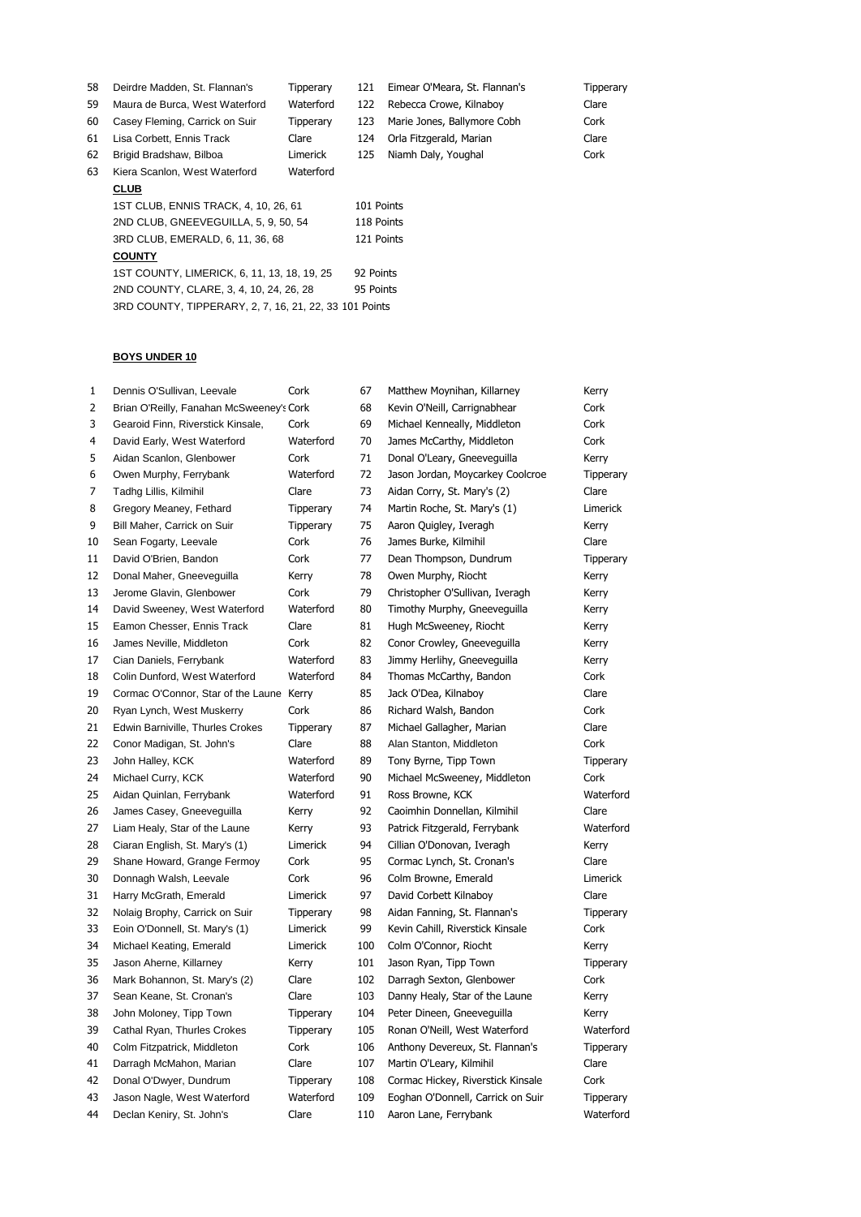| | | | | | |
|---|---|---|---|---|---|
| 58 | Deirdre Madden, St. Flannan's | Tipperary | 121 | Eimear O'Meara, St. Flannan's | Tipperary |
| 59 | Maura de Burca, West Waterford | Waterford | 122 | Rebecca Crowe, Kilnaboy | Clare |
| 60 | Casey Fleming, Carrick on Suir | Tipperary | 123 | Marie Jones, Ballymore Cobh | Cork |
| 61 | Lisa Corbett, Ennis Track | Clare | 124 | Orla Fitzgerald, Marian | Clare |
| 62 | Brigid Bradshaw, Bilboa | Limerick | 125 | Niamh Daly, Youghal | Cork |
| 63 | Kiera Scanlon, West Waterford | Waterford | | | |

**CLUB**

| | |
|---|---|
| 1ST CLUB, ENNIS TRACK, 4, 10, 26, 61 | 101 Points |
| 2ND CLUB, GNEEVEGUILLA, 5, 9, 50, 54 | 118 Points |
| 3RD CLUB, EMERALD, 6, 11, 36, 68 | 121 Points |

**COUNTY**

| | |
|---|---|
| 1ST COUNTY, LIMERICK, 6, 11, 13, 18, 19, 25 | 92 Points |
| 2ND COUNTY, CLARE, 3, 4, 10, 24, 26, 28 | 95 Points |
| 3RD COUNTY, TIPPERARY, 2, 7, 16, 21, 22, 33 | 101 Points |

**BOYS UNDER 10**

| | | | | | |
|---|---|---|---|---|---|
| 1 | Dennis O'Sullivan, Leevale | Cork | 67 | Matthew Moynihan, Killarney | Kerry |
| 2 | Brian O'Reilly, Fanahan McSweeney's | Cork | 68 | Kevin O'Neill, Carrignabhear | Cork |
| 3 | Gearoid Finn, Riverstick Kinsale, | Cork | 69 | Michael Kenneally, Middleton | Cork |
| 4 | David Early, West Waterford | Waterford | 70 | James McCarthy, Middleton | Cork |
| 5 | Aidan Scanlon, Glenbower | Cork | 71 | Donal O'Leary, Gneeveguilla | Kerry |
| 6 | Owen Murphy, Ferrybank | Waterford | 72 | Jason Jordan, Moycarkey Coolcroe | Tipperary |
| 7 | Tadhg Lillis, Kilmihil | Clare | 73 | Aidan Corry, St. Mary's (2) | Clare |
| 8 | Gregory Meaney, Fethard | Tipperary | 74 | Martin Roche, St. Mary's (1) | Limerick |
| 9 | Bill Maher, Carrick on Suir | Tipperary | 75 | Aaron Quigley, Iveragh | Kerry |
| 10 | Sean Fogarty, Leevale | Cork | 76 | James Burke, Kilmihil | Clare |
| 11 | David O'Brien, Bandon | Cork | 77 | Dean Thompson, Dundrum | Tipperary |
| 12 | Donal Maher, Gneeveguilla | Kerry | 78 | Owen Murphy, Riocht | Kerry |
| 13 | Jerome Glavin, Glenbower | Cork | 79 | Christopher O'Sullivan, Iveragh | Kerry |
| 14 | David Sweeney, West Waterford | Waterford | 80 | Timothy Murphy, Gneeveguilla | Kerry |
| 15 | Eamon Chesser, Ennis Track | Clare | 81 | Hugh McSweeney, Riocht | Kerry |
| 16 | James Neville, Middleton | Cork | 82 | Conor Crowley, Gneeveguilla | Kerry |
| 17 | Cian Daniels, Ferrybank | Waterford | 83 | Jimmy Herlihy, Gneeveguilla | Kerry |
| 18 | Colin Dunford, West Waterford | Waterford | 84 | Thomas McCarthy, Bandon | Cork |
| 19 | Cormac O'Connor, Star of the Laune | Kerry | 85 | Jack O'Dea, Kilnaboy | Clare |
| 20 | Ryan Lynch, West Muskerry | Cork | 86 | Richard Walsh, Bandon | Cork |
| 21 | Edwin Barniville, Thurles Crokes | Tipperary | 87 | Michael Gallagher, Marian | Clare |
| 22 | Conor Madigan, St. John's | Clare | 88 | Alan Stanton, Middleton | Cork |
| 23 | John Halley, KCK | Waterford | 89 | Tony Byrne, Tipp Town | Tipperary |
| 24 | Michael Curry, KCK | Waterford | 90 | Michael McSweeney, Middleton | Cork |
| 25 | Aidan Quinlan, Ferrybank | Waterford | 91 | Ross Browne, KCK | Waterford |
| 26 | James Casey, Gneeveguilla | Kerry | 92 | Caoimhin Donnellan, Kilmihil | Clare |
| 27 | Liam Healy, Star of the Laune | Kerry | 93 | Patrick Fitzgerald, Ferrybank | Waterford |
| 28 | Ciaran English, St. Mary's (1) | Limerick | 94 | Cillian O'Donovan, Iveragh | Kerry |
| 29 | Shane Howard, Grange Fermoy | Cork | 95 | Cormac Lynch, St. Cronan's | Clare |
| 30 | Donnagh Walsh, Leevale | Cork | 96 | Colm Browne, Emerald | Limerick |
| 31 | Harry McGrath, Emerald | Limerick | 97 | David Corbett Kilnaboy | Clare |
| 32 | Nolaig Brophy, Carrick on Suir | Tipperary | 98 | Aidan Fanning, St. Flannan's | Tipperary |
| 33 | Eoin O'Donnell, St. Mary's (1) | Limerick | 99 | Kevin Cahill, Riverstick Kinsale | Cork |
| 34 | Michael Keating, Emerald | Limerick | 100 | Colm O'Connor, Riocht | Kerry |
| 35 | Jason Aherne, Killarney | Kerry | 101 | Jason Ryan, Tipp Town | Tipperary |
| 36 | Mark Bohannon, St. Mary's (2) | Clare | 102 | Darragh Sexton, Glenbower | Cork |
| 37 | Sean Keane, St. Cronan's | Clare | 103 | Danny Healy, Star of the Laune | Kerry |
| 38 | John Moloney, Tipp Town | Tipperary | 104 | Peter Dineen, Gneeveguilla | Kerry |
| 39 | Cathal Ryan, Thurles Crokes | Tipperary | 105 | Ronan O'Neill, West Waterford | Waterford |
| 40 | Colm Fitzpatrick, Middleton | Cork | 106 | Anthony Devereux, St. Flannan's | Tipperary |
| 41 | Darragh McMahon, Marian | Clare | 107 | Martin O'Leary, Kilmihil | Clare |
| 42 | Donal O'Dwyer, Dundrum | Tipperary | 108 | Cormac Hickey, Riverstick Kinsale | Cork |
| 43 | Jason Nagle, West Waterford | Waterford | 109 | Eoghan O'Donnell, Carrick on Suir | Tipperary |
| 44 | Declan Keniry, St. John's | Clare | 110 | Aaron Lane, Ferrybank | Waterford |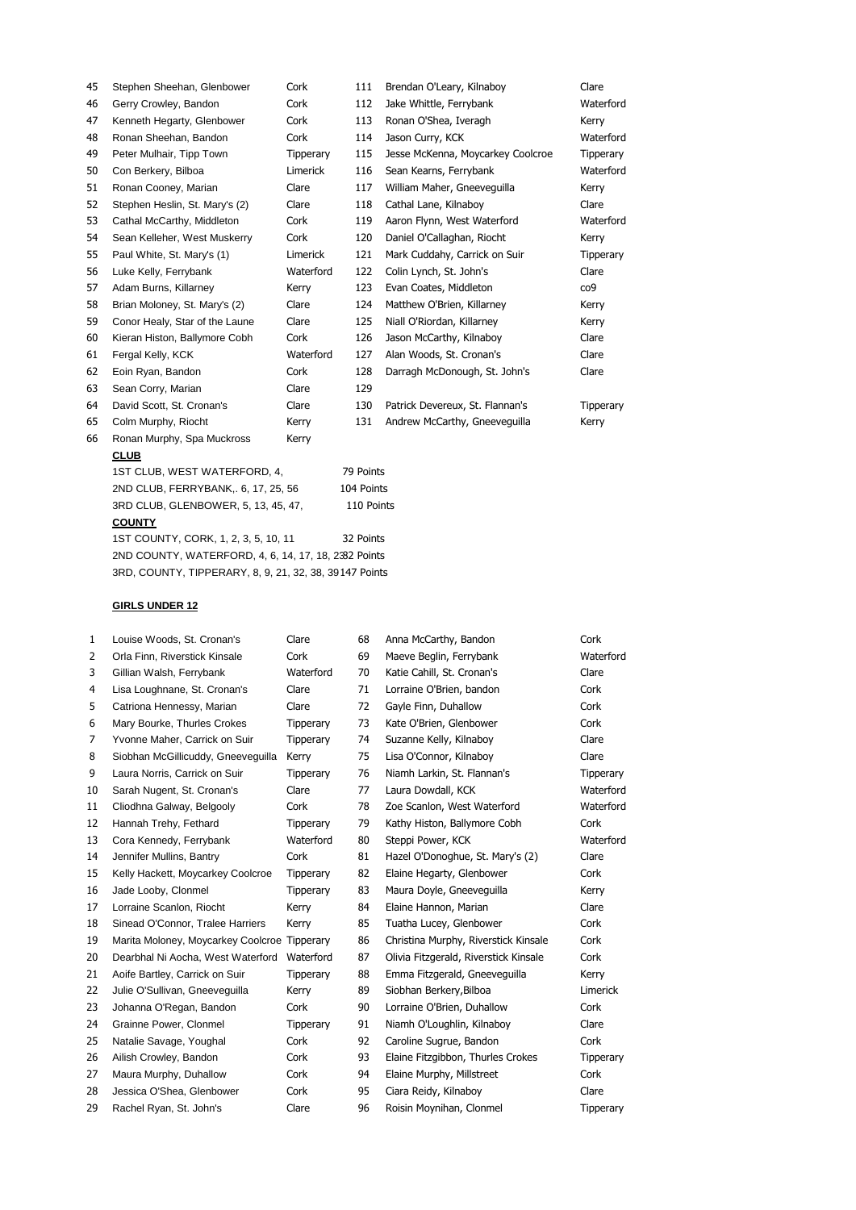| | | | | | |
|---|---|---|---|---|---|
| 45 | Stephen Sheehan, Glenbower | Cork | 111 | Brendan O'Leary, Kilnaboy | Clare |
| 46 | Gerry Crowley, Bandon | Cork | 112 | Jake Whittle, Ferrybank | Waterford |
| 47 | Kenneth Hegarty, Glenbower | Cork | 113 | Ronan O'Shea, Iveragh | Kerry |
| 48 | Ronan Sheehan, Bandon | Cork | 114 | Jason Curry, KCK | Waterford |
| 49 | Peter Mulhair, Tipp Town | Tipperary | 115 | Jesse McKenna, Moycarkey Coolcroe | Tipperary |
| 50 | Con Berkery, Bilboa | Limerick | 116 | Sean Kearns, Ferrybank | Waterford |
| 51 | Ronan Cooney, Marian | Clare | 117 | William Maher, Gneeveguilla | Kerry |
| 52 | Stephen Heslin, St. Mary's (2) | Clare | 118 | Cathal Lane, Kilnaboy | Clare |
| 53 | Cathal McCarthy, Middleton | Cork | 119 | Aaron Flynn, West Waterford | Waterford |
| 54 | Sean Kelleher, West Muskerry | Cork | 120 | Daniel O'Callaghan, Riocht | Kerry |
| 55 | Paul White, St. Mary's (1) | Limerick | 121 | Mark Cuddahy, Carrick on Suir | Tipperary |
| 56 | Luke Kelly, Ferrybank | Waterford | 122 | Colin Lynch, St. John's | Clare |
| 57 | Adam Burns, Killarney | Kerry | 123 | Evan Coates, Middleton | co9 |
| 58 | Brian Moloney, St. Mary's (2) | Clare | 124 | Matthew O'Brien, Killarney | Kerry |
| 59 | Conor Healy, Star of the Laune | Clare | 125 | Niall O'Riordan, Killarney | Kerry |
| 60 | Kieran Histon, Ballymore Cobh | Cork | 126 | Jason McCarthy, Kilnaboy | Clare |
| 61 | Fergal Kelly, KCK | Waterford | 127 | Alan Woods, St. Cronan's | Clare |
| 62 | Eoin Ryan, Bandon | Cork | 128 | Darragh McDonough, St. John's | Clare |
| 63 | Sean Corry, Marian | Clare | 129 | | |
| 64 | David Scott, St. Cronan's | Clare | 130 | Patrick Devereux, St. Flannan's | Tipperary |
| 65 | Colm Murphy, Riocht | Kerry | 131 | Andrew McCarthy, Gneeveguilla | Kerry |
| 66 | Ronan Murphy, Spa Muckross | Kerry | | | |

**CLUB**

1ST CLUB, WEST WATERFORD, 4, 79 Points

2ND CLUB, FERRYBANK,. 6, 17, 25, 56 104 Points

3RD CLUB, GLENBOWER, 5, 13, 45, 47, 110 Points

**COUNTY**

1ST COUNTY, CORK, 1, 2, 3, 5, 10, 11 32 Points

2ND COUNTY, WATERFORD, 4, 6, 14, 17, 18, 2382 Points

3RD, COUNTY, TIPPERARY, 8, 9, 21, 32, 38, 39147 Points

**GIRLS UNDER 12**

| | | | | | |
|---|---|---|---|---|---|
| 1 | Louise Woods, St. Cronan's | Clare | 68 | Anna McCarthy, Bandon | Cork |
| 2 | Orla Finn, Riverstick Kinsale | Cork | 69 | Maeve Beglin, Ferrybank | Waterford |
| 3 | Gillian Walsh, Ferrybank | Waterford | 70 | Katie Cahill, St. Cronan's | Clare |
| 4 | Lisa Loughnane, St. Cronan's | Clare | 71 | Lorraine O'Brien, bandon | Cork |
| 5 | Catriona Hennessy, Marian | Clare | 72 | Gayle Finn, Duhallow | Cork |
| 6 | Mary Bourke, Thurles Crokes | Tipperary | 73 | Kate O'Brien, Glenbower | Cork |
| 7 | Yvonne Maher, Carrick on Suir | Tipperary | 74 | Suzanne Kelly, Kilnaboy | Clare |
| 8 | Siobhan McGillicuddy, Gneeveguilla | Kerry | 75 | Lisa O'Connor, Kilnaboy | Clare |
| 9 | Laura Norris, Carrick on Suir | Tipperary | 76 | Niamh Larkin, St. Flannan's | Tipperary |
| 10 | Sarah Nugent, St. Cronan's | Clare | 77 | Laura Dowdall, KCK | Waterford |
| 11 | Cliodhna Galway, Belgooly | Cork | 78 | Zoe Scanlon, West Waterford | Waterford |
| 12 | Hannah Trehy, Fethard | Tipperary | 79 | Kathy Histon, Ballymore Cobh | Cork |
| 13 | Cora Kennedy, Ferrybank | Waterford | 80 | Steppi Power, KCK | Waterford |
| 14 | Jennifer Mullins, Bantry | Cork | 81 | Hazel O'Donoghue, St. Mary's (2) | Clare |
| 15 | Kelly Hackett, Moycarkey Coolcroe | Tipperary | 82 | Elaine Hegarty, Glenbower | Cork |
| 16 | Jade Looby, Clonmel | Tipperary | 83 | Maura Doyle, Gneeveguilla | Kerry |
| 17 | Lorraine Scanlon, Riocht | Kerry | 84 | Elaine Hannon, Marian | Clare |
| 18 | Sinead O'Connor, Tralee Harriers | Kerry | 85 | Tuatha Lucey, Glenbower | Cork |
| 19 | Marita Moloney, Moycarkey Coolcroe | Tipperary | 86 | Christina Murphy, Riverstick Kinsale | Cork |
| 20 | Dearbhal Ni Aocha, West Waterford | Waterford | 87 | Olivia Fitzgerald, Riverstick Kinsale | Cork |
| 21 | Aoife Bartley, Carrick on Suir | Tipperary | 88 | Emma Fitzgerald, Gneeveguilla | Kerry |
| 22 | Julie O'Sullivan, Gneeveguilla | Kerry | 89 | Siobhan Berkery,Bilboa | Limerick |
| 23 | Johanna O'Regan, Bandon | Cork | 90 | Lorraine O'Brien, Duhallow | Cork |
| 24 | Grainne Power, Clonmel | Tipperary | 91 | Niamh O'Loughlin, Kilnaboy | Clare |
| 25 | Natalie Savage, Youghal | Cork | 92 | Caroline Sugrue, Bandon | Cork |
| 26 | Ailish Crowley, Bandon | Cork | 93 | Elaine Fitzgibbon, Thurles Crokes | Tipperary |
| 27 | Maura Murphy, Duhallow | Cork | 94 | Elaine Murphy, Millstreet | Cork |
| 28 | Jessica O'Shea, Glenbower | Cork | 95 | Ciara Reidy, Kilnaboy | Clare |
| 29 | Rachel Ryan, St. John's | Clare | 96 | Roisin Moynihan, Clonmel | Tipperary |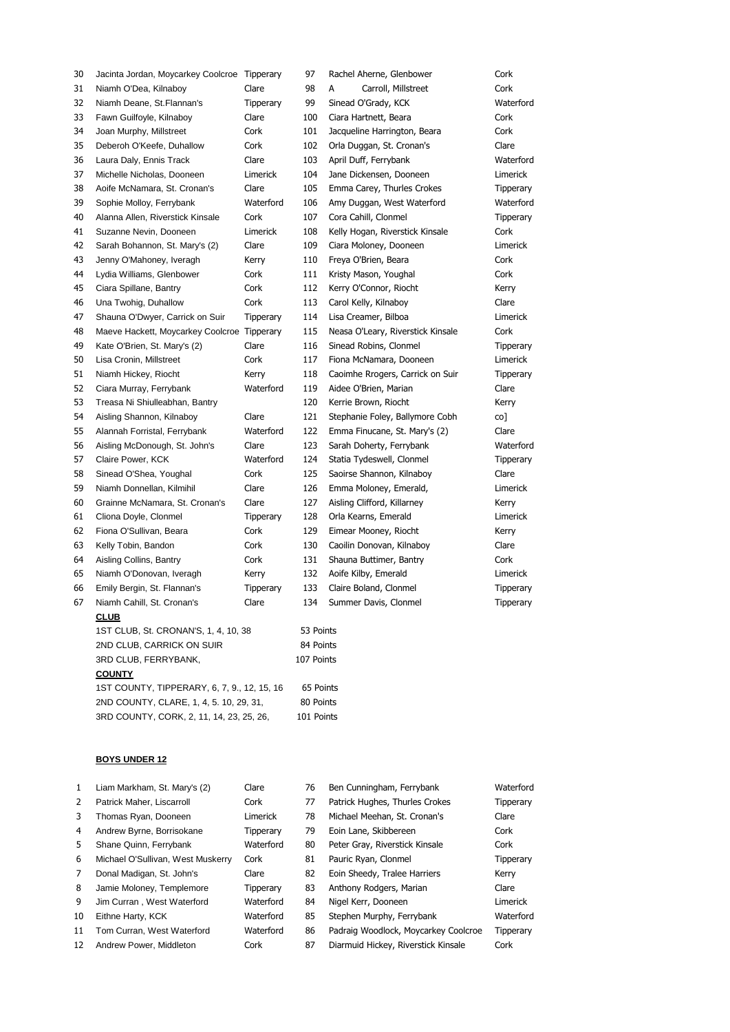| | | | | | |
|---|---|---|---|---|---|
| 30 | Jacinta Jordan, Moycarkey Coolcroe | Tipperary | 97 | Rachel Aherne, Glenbower | Cork |
| 31 | Niamh O'Dea, Kilnaboy | Clare | 98 | A Carroll, Millstreet | Cork |
| 32 | Niamh Deane, St.Flannan's | Tipperary | 99 | Sinead O'Grady, KCK | Waterford |
| 33 | Fawn Guilfoyle, Kilnaboy | Clare | 100 | Ciara Hartnett, Beara | Cork |
| 34 | Joan Murphy, Millstreet | Cork | 101 | Jacqueline Harrington, Beara | Cork |
| 35 | Deberoh O'Keefe, Duhallow | Cork | 102 | Orla Duggan, St. Cronan's | Clare |
| 36 | Laura Daly, Ennis Track | Clare | 103 | April Duff, Ferrybank | Waterford |
| 37 | Michelle Nicholas, Dooneen | Limerick | 104 | Jane Dickensen, Dooneen | Limerick |
| 38 | Aoife McNamara, St. Cronan's | Clare | 105 | Emma Carey, Thurles Crokes | Tipperary |
| 39 | Sophie Molloy, Ferrybank | Waterford | 106 | Amy Duggan, West Waterford | Waterford |
| 40 | Alanna Allen, Riverstick Kinsale | Cork | 107 | Cora Cahill, Clonmel | Tipperary |
| 41 | Suzanne Nevin, Dooneen | Limerick | 108 | Kelly Hogan, Riverstick Kinsale | Cork |
| 42 | Sarah Bohannon, St. Mary's (2) | Clare | 109 | Ciara Moloney, Dooneen | Limerick |
| 43 | Jenny O'Mahoney, Iveragh | Kerry | 110 | Freya O'Brien, Beara | Cork |
| 44 | Lydia Williams, Glenbower | Cork | 111 | Kristy Mason, Youghal | Cork |
| 45 | Ciara Spillane, Bantry | Cork | 112 | Kerry O'Connor, Riocht | Kerry |
| 46 | Una Twohig, Duhallow | Cork | 113 | Carol Kelly, Kilnaboy | Clare |
| 47 | Shauna O'Dwyer, Carrick on Suir | Tipperary | 114 | Lisa Creamer, Bilboa | Limerick |
| 48 | Maeve Hackett, Moycarkey Coolcroe | Tipperary | 115 | Neasa O'Leary, Riverstick Kinsale | Cork |
| 49 | Kate O'Brien, St. Mary's (2) | Clare | 116 | Sinead Robins, Clonmel | Tipperary |
| 50 | Lisa Cronin, Millstreet | Cork | 117 | Fiona McNamara, Dooneen | Limerick |
| 51 | Niamh Hickey, Riocht | Kerry | 118 | Caoimhe Rrogers, Carrick on Suir | Tipperary |
| 52 | Ciara Murray, Ferrybank | Waterford | 119 | Aidee O'Brien, Marian | Clare |
| 53 | Treasa Ni Shiulleabhan, Bantry | | 120 | Kerrie Brown, Riocht | Kerry |
| 54 | Aisling Shannon, Kilnaboy | Clare | 121 | Stephanie Foley, Ballymore Cobh | co] |
| 55 | Alannah Forristal, Ferrybank | Waterford | 122 | Emma Finucane, St. Mary's (2) | Clare |
| 56 | Aisling McDonough, St. John's | Clare | 123 | Sarah Doherty, Ferrybank | Waterford |
| 57 | Claire Power, KCK | Waterford | 124 | Statia Tydeswell, Clonmel | Tipperary |
| 58 | Sinead O'Shea, Youghal | Cork | 125 | Saoirse Shannon, Kilnaboy | Clare |
| 59 | Niamh Donnellan, Kilmihil | Clare | 126 | Emma Moloney, Emerald, | Limerick |
| 60 | Grainne McNamara, St. Cronan's | Clare | 127 | Aisling Clifford, Killarney | Kerry |
| 61 | Cliona Doyle, Clonmel | Tipperary | 128 | Orla Kearns, Emerald | Limerick |
| 62 | Fiona O'Sullivan, Beara | Cork | 129 | Eimear Mooney, Riocht | Kerry |
| 63 | Kelly Tobin, Bandon | Cork | 130 | Caoilin Donovan, Kilnaboy | Clare |
| 64 | Aisling Collins, Bantry | Cork | 131 | Shauna Buttimer, Bantry | Cork |
| 65 | Niamh O'Donovan, Iveragh | Kerry | 132 | Aoife Kilby, Emerald | Limerick |
| 66 | Emily Bergin, St. Flannan's | Tipperary | 133 | Claire Boland, Clonmel | Tipperary |
| 67 | Niamh Cahill, St. Cronan's | Clare | 134 | Summer Davis, Clonmel | Tipperary |

**CLUB**

| | |
|---|---|
| 1ST CLUB, St. CRONAN'S, 1, 4, 10, 38 | 53 Points |
| 2ND CLUB, CARRICK ON SUIR | 84 Points |
| 3RD CLUB, FERRYBANK, | 107 Points |

**COUNTY**

| | |
|---|---|
| 1ST COUNTY, TIPPERARY, 6, 7, 9., 12, 15, 16 | 65 Points |
| 2ND COUNTY, CLARE, 1, 4, 5. 10, 29, 31, | 80 Points |
| 3RD COUNTY, CORK, 2, 11, 14, 23, 25, 26, | 101 Points |

**BOYS UNDER 12**

| | | | | | |
|---|---|---|---|---|---|
| 1 | Liam Markham, St. Mary's (2) | Clare | 76 | Ben Cunningham, Ferrybank | Waterford |
| 2 | Patrick Maher, Liscarroll | Cork | 77 | Patrick Hughes, Thurles Crokes | Tipperary |
| 3 | Thomas Ryan, Dooneen | Limerick | 78 | Michael Meehan, St. Cronan's | Clare |
| 4 | Andrew Byrne, Borrisokane | Tipperary | 79 | Eoin Lane, Skibbereen | Cork |
| 5 | Shane Quinn, Ferrybank | Waterford | 80 | Peter Gray, Riverstick Kinsale | Cork |
| 6 | Michael O'Sullivan, West Muskerry | Cork | 81 | Pauric Ryan, Clonmel | Tipperary |
| 7 | Donal Madigan, St. John's | Clare | 82 | Eoin Sheedy, Tralee Harriers | Kerry |
| 8 | Jamie Moloney, Templemore | Tipperary | 83 | Anthony Rodgers, Marian | Clare |
| 9 | Jim Curran , West Waterford | Waterford | 84 | Nigel Kerr, Dooneen | Limerick |
| 10 | Eithne Harty, KCK | Waterford | 85 | Stephen Murphy, Ferrybank | Waterford |
| 11 | Tom Curran, West Waterford | Waterford | 86 | Padraig Woodlock, Moycarkey Coolcroe | Tipperary |
| 12 | Andrew Power, Middleton | Cork | 87 | Diarmuid Hickey, Riverstick Kinsale | Cork |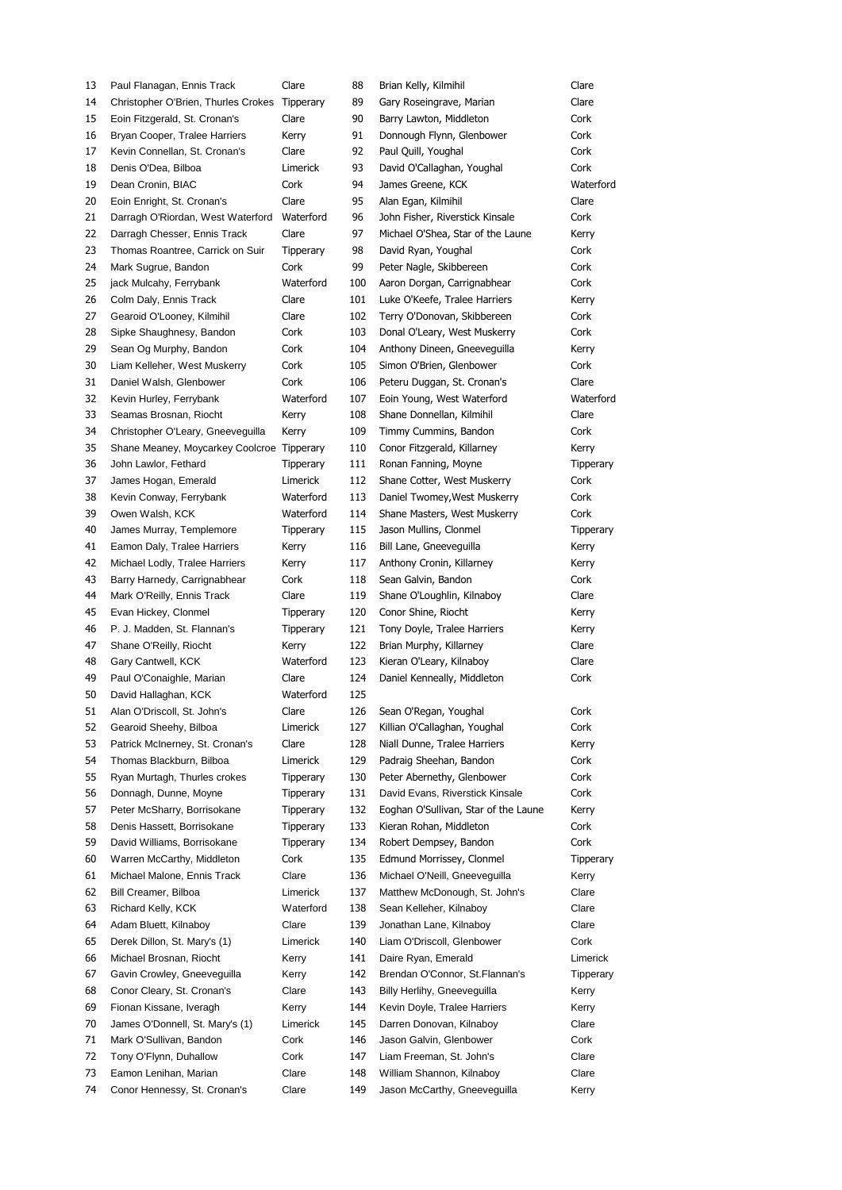| | | | | | |
|---|---|---|---|---|---|
| 13 | Paul Flanagan, Ennis Track | Clare | 88 | Brian Kelly, Kilmihil | Clare |
| 14 | Christopher O'Brien, Thurles Crokes | Tipperary | 89 | Gary Roseingrave, Marian | Clare |
| 15 | Eoin Fitzgerald, St. Cronan's | Clare | 90 | Barry Lawton, Middleton | Cork |
| 16 | Bryan Cooper, Tralee Harriers | Kerry | 91 | Donnough Flynn, Glenbower | Cork |
| 17 | Kevin Connellan, St. Cronan's | Clare | 92 | Paul Quill, Youghal | Cork |
| 18 | Denis O'Dea, Bilboa | Limerick | 93 | David O'Callaghan, Youghal | Cork |
| 19 | Dean Cronin, BIAC | Cork | 94 | James Greene, KCK | Waterford |
| 20 | Eoin Enright, St. Cronan's | Clare | 95 | Alan Egan, Kilmihil | Clare |
| 21 | Darragh O'Riordan, West Waterford | Waterford | 96 | John Fisher, Riverstick Kinsale | Cork |
| 22 | Darragh Chesser, Ennis Track | Clare | 97 | Michael O'Shea, Star of the Laune | Kerry |
| 23 | Thomas Roantree, Carrick on Suir | Tipperary | 98 | David Ryan, Youghal | Cork |
| 24 | Mark Sugrue, Bandon | Cork | 99 | Peter Nagle, Skibbereen | Cork |
| 25 | jack Mulcahy, Ferrybank | Waterford | 100 | Aaron Dorgan, Carrignabhear | Cork |
| 26 | Colm Daly, Ennis Track | Clare | 101 | Luke O'Keefe, Tralee Harriers | Kerry |
| 27 | Gearoid O'Looney, Kilmihil | Clare | 102 | Terry O'Donovan, Skibbereen | Cork |
| 28 | Sipke Shaughnesy, Bandon | Cork | 103 | Donal O'Leary, West Muskerry | Cork |
| 29 | Sean Og Murphy, Bandon | Cork | 104 | Anthony Dineen, Gneeveguilla | Kerry |
| 30 | Liam Kelleher, West Muskerry | Cork | 105 | Simon O'Brien, Glenbower | Cork |
| 31 | Daniel Walsh, Glenbower | Cork | 106 | Peteru Duggan, St. Cronan's | Clare |
| 32 | Kevin Hurley, Ferrybank | Waterford | 107 | Eoin Young, West Waterford | Waterford |
| 33 | Seamas Brosnan, Riocht | Kerry | 108 | Shane Donnellan, Kilmihil | Clare |
| 34 | Christopher O'Leary, Gneeveguilla | Kerry | 109 | Timmy Cummins, Bandon | Cork |
| 35 | Shane Meaney, Moycarkey Coolcroe | Tipperary | 110 | Conor Fitzgerald, Killarney | Kerry |
| 36 | John Lawlor, Fethard | Tipperary | 111 | Ronan Fanning, Moyne | Tipperary |
| 37 | James Hogan, Emerald | Limerick | 112 | Shane Cotter, West Muskerry | Cork |
| 38 | Kevin Conway, Ferrybank | Waterford | 113 | Daniel Twomey,West Muskerry | Cork |
| 39 | Owen Walsh, KCK | Waterford | 114 | Shane Masters, West Muskerry | Cork |
| 40 | James Murray, Templemore | Tipperary | 115 | Jason Mullins, Clonmel | Tipperary |
| 41 | Eamon Daly, Tralee Harriers | Kerry | 116 | Bill Lane, Gneeveguilla | Kerry |
| 42 | Michael Lodly, Tralee Harriers | Kerry | 117 | Anthony Cronin, Killarney | Kerry |
| 43 | Barry Harnedy, Carrignabhear | Cork | 118 | Sean Galvin, Bandon | Cork |
| 44 | Mark O'Reilly, Ennis Track | Clare | 119 | Shane O'Loughlin, Kilnaboy | Clare |
| 45 | Evan Hickey, Clonmel | Tipperary | 120 | Conor Shine, Riocht | Kerry |
| 46 | P. J. Madden, St. Flannan's | Tipperary | 121 | Tony Doyle, Tralee Harriers | Kerry |
| 47 | Shane O'Reilly, Riocht | Kerry | 122 | Brian Murphy, Killarney | Clare |
| 48 | Gary Cantwell, KCK | Waterford | 123 | Kieran O'Leary, Kilnaboy | Clare |
| 49 | Paul O'Conaighle, Marian | Clare | 124 | Daniel Kenneally, Middleton | Cork |
| 50 | David Hallaghan, KCK | Waterford | 125 | | |
| 51 | Alan O'Driscoll, St. John's | Clare | 126 | Sean O'Regan, Youghal | Cork |
| 52 | Gearoid Sheehy, Bilboa | Limerick | 127 | Killian O'Callaghan, Youghal | Cork |
| 53 | Patrick McInerney, St. Cronan's | Clare | 128 | Niall Dunne, Tralee Harriers | Kerry |
| 54 | Thomas Blackburn, Bilboa | Limerick | 129 | Padraig Sheehan, Bandon | Cork |
| 55 | Ryan Murtagh, Thurles crokes | Tipperary | 130 | Peter Abernethy, Glenbower | Cork |
| 56 | Donnagh, Dunne, Moyne | Tipperary | 131 | David Evans, Riverstick Kinsale | Cork |
| 57 | Peter McSharry, Borrisokane | Tipperary | 132 | Eoghan O'Sullivan, Star of the Laune | Kerry |
| 58 | Denis Hassett, Borrisokane | Tipperary | 133 | Kieran Rohan, Middleton | Cork |
| 59 | David Williams, Borrisokane | Tipperary | 134 | Robert Dempsey, Bandon | Cork |
| 60 | Warren McCarthy, Middleton | Cork | 135 | Edmund Morrissey, Clonmel | Tipperary |
| 61 | Michael Malone, Ennis Track | Clare | 136 | Michael O'Neill, Gneeveguilla | Kerry |
| 62 | Bill Creamer, Bilboa | Limerick | 137 | Matthew McDonough, St. John's | Clare |
| 63 | Richard Kelly, KCK | Waterford | 138 | Sean Kelleher, Kilnaboy | Clare |
| 64 | Adam Bluett, Kilnaboy | Clare | 139 | Jonathan Lane, Kilnaboy | Clare |
| 65 | Derek Dillon, St. Mary's (1) | Limerick | 140 | Liam O'Driscoll, Glenbower | Cork |
| 66 | Michael Brosnan, Riocht | Kerry | 141 | Daire Ryan, Emerald | Limerick |
| 67 | Gavin Crowley, Gneeveguilla | Kerry | 142 | Brendan O'Connor, St.Flannan's | Tipperary |
| 68 | Conor Cleary, St. Cronan's | Clare | 143 | Billy Herlihy, Gneeveguilla | Kerry |
| 69 | Fionan Kissane, Iveragh | Kerry | 144 | Kevin Doyle, Tralee Harriers | Kerry |
| 70 | James O'Donnell, St. Mary's (1) | Limerick | 145 | Darren Donovan, Kilnaboy | Clare |
| 71 | Mark O'Sullivan, Bandon | Cork | 146 | Jason Galvin, Glenbower | Cork |
| 72 | Tony O'Flynn, Duhallow | Cork | 147 | Liam Freeman, St. John's | Clare |
| 73 | Eamon Lenihan, Marian | Clare | 148 | William Shannon, Kilnaboy | Clare |
| 74 | Conor Hennessy, St. Cronan's | Clare | 149 | Jason McCarthy, Gneeveguilla | Kerry |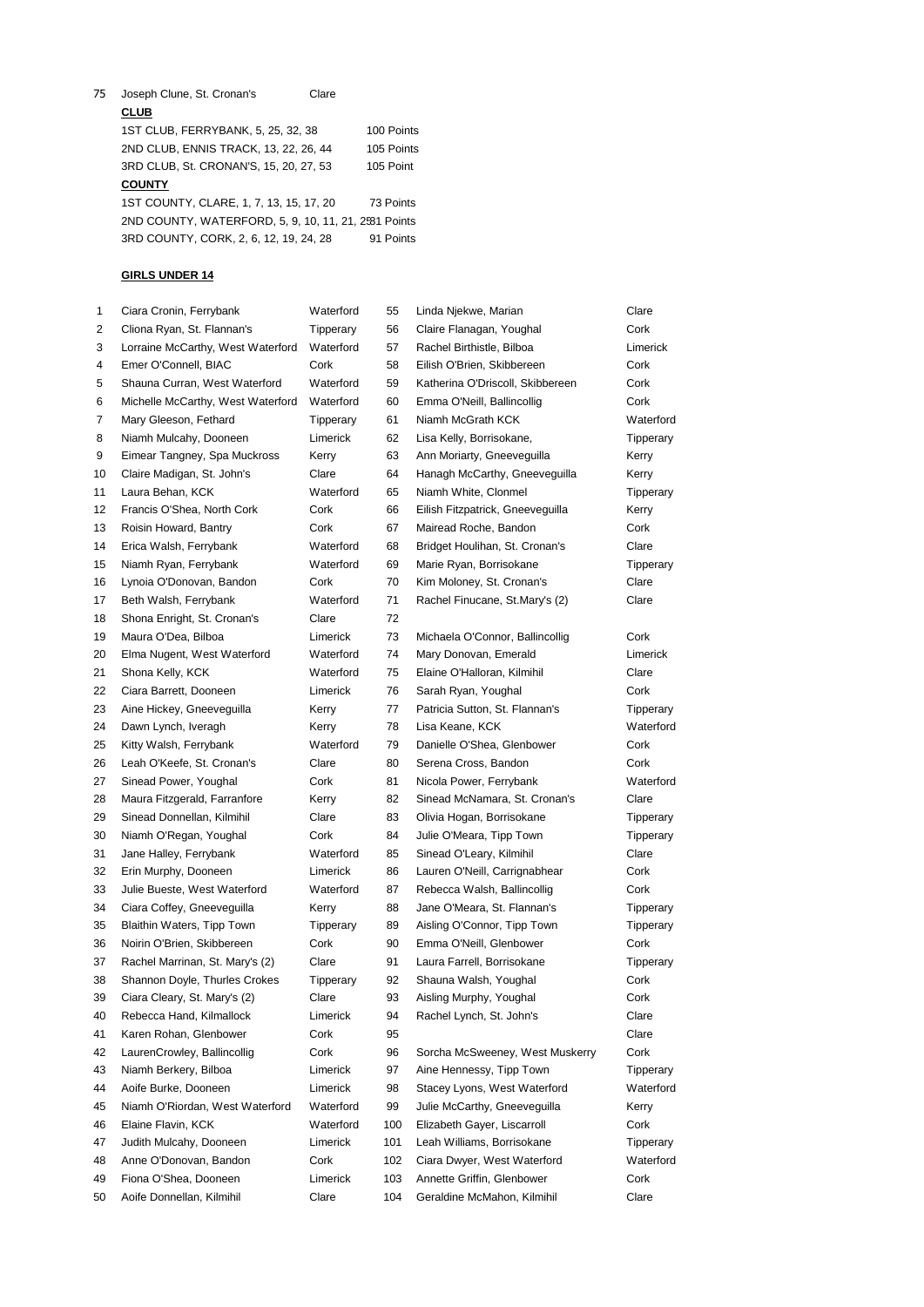75 Joseph Clune, St. Cronan's Clare

**CLUB**

| | |
|---|---|
| 1ST CLUB, FERRYBANK, 5, 25, 32, 38 | 100 Points |
| 2ND CLUB, ENNIS TRACK, 13, 22, 26, 44 | 105 Points |
| 3RD CLUB, St. CRONAN'S, 15, 20, 27, 53 | 105 Point |

**COUNTY**

| | |
|---|---|
| 1ST COUNTY, CLARE, 1, 7, 13, 15, 17, 20 | 73 Points |
| 2ND COUNTY, WATERFORD, 5, 9, 10, 11, 21, 25 | 81 Points |
| 3RD COUNTY, CORK, 2, 6, 12, 19, 24, 28 | 91 Points |

**GIRLS UNDER 14**

| | | | | | |
|---|---|---|---|---|---|
| 1 | Ciara Cronin, Ferrybank | Waterford | 55 | Linda Njekwe, Marian | Clare |
| 2 | Cliona Ryan, St. Flannan's | Tipperary | 56 | Claire Flanagan, Youghal | Cork |
| 3 | Lorraine McCarthy, West Waterford | Waterford | 57 | Rachel Birthistle, Bilboa | Limerick |
| 4 | Emer O'Connell, BIAC | Cork | 58 | Eilish O'Brien, Skibbereen | Cork |
| 5 | Shauna Curran, West Waterford | Waterford | 59 | Katherina O'Driscoll, Skibbereen | Cork |
| 6 | Michelle McCarthy, West Waterford | Waterford | 60 | Emma O'Neill, Ballincollig | Cork |
| 7 | Mary Gleeson, Fethard | Tipperary | 61 | Niamh McGrath KCK | Waterford |
| 8 | Niamh Mulcahy, Dooneen | Limerick | 62 | Lisa Kelly, Borrisokane, | Tipperary |
| 9 | Eimear Tangney, Spa Muckross | Kerry | 63 | Ann Moriarty, Gneeveguilla | Kerry |
| 10 | Claire Madigan, St. John's | Clare | 64 | Hanagh McCarthy, Gneeveguilla | Kerry |
| 11 | Laura Behan, KCK | Waterford | 65 | Niamh White, Clonmel | Tipperary |
| 12 | Francis O'Shea, North Cork | Cork | 66 | Eilish Fitzpatrick, Gneeveguilla | Kerry |
| 13 | Roisin Howard, Bantry | Cork | 67 | Mairead Roche, Bandon | Cork |
| 14 | Erica Walsh, Ferrybank | Waterford | 68 | Bridget Houlihan, St. Cronan's | Clare |
| 15 | Niamh Ryan, Ferrybank | Waterford | 69 | Marie Ryan, Borrisokane | Tipperary |
| 16 | Lynoia O'Donovan, Bandon | Cork | 70 | Kim Moloney, St. Cronan's | Clare |
| 17 | Beth Walsh, Ferrybank | Waterford | 71 | Rachel Finucane, St.Mary's (2) | Clare |
| 18 | Shona Enright, St. Cronan's | Clare | 72 | | |
| 19 | Maura O'Dea, Bilboa | Limerick | 73 | Michaela O'Connor, Ballincollig | Cork |
| 20 | Elma Nugent, West Waterford | Waterford | 74 | Mary Donovan, Emerald | Limerick |
| 21 | Shona Kelly, KCK | Waterford | 75 | Elaine O'Halloran, Kilmihil | Clare |
| 22 | Ciara Barrett, Dooneen | Limerick | 76 | Sarah Ryan, Youghal | Cork |
| 23 | Aine Hickey, Gneeveguilla | Kerry | 77 | Patricia Sutton, St. Flannan's | Tipperary |
| 24 | Dawn Lynch, Iveragh | Kerry | 78 | Lisa Keane, KCK | Waterford |
| 25 | Kitty Walsh, Ferrybank | Waterford | 79 | Danielle O'Shea, Glenbower | Cork |
| 26 | Leah O'Keefe, St. Cronan's | Clare | 80 | Serena Cross, Bandon | Cork |
| 27 | Sinead Power, Youghal | Cork | 81 | Nicola Power, Ferrybank | Waterford |
| 28 | Maura Fitzgerald, Farranfore | Kerry | 82 | Sinead McNamara, St. Cronan's | Clare |
| 29 | Sinead Donnellan, Kilmihil | Clare | 83 | Olivia Hogan, Borrisokane | Tipperary |
| 30 | Niamh O'Regan, Youghal | Cork | 84 | Julie O'Meara, Tipp Town | Tipperary |
| 31 | Jane Halley, Ferrybank | Waterford | 85 | Sinead O'Leary, Kilmihil | Clare |
| 32 | Erin Murphy, Dooneen | Limerick | 86 | Lauren O'Neill, Carrignabhear | Cork |
| 33 | Julie Bueste, West Waterford | Waterford | 87 | Rebecca Walsh, Ballincollig | Cork |
| 34 | Ciara Coffey, Gneeveguilla | Kerry | 88 | Jane O'Meara, St. Flannan's | Tipperary |
| 35 | Blaithin Waters, Tipp Town | Tipperary | 89 | Aisling O'Connor, Tipp Town | Tipperary |
| 36 | Noirin O'Brien, Skibbereen | Cork | 90 | Emma O'Neill, Glenbower | Cork |
| 37 | Rachel Marrinan, St. Mary's (2) | Clare | 91 | Laura Farrell, Borrisokane | Tipperary |
| 38 | Shannon Doyle, Thurles Crokes | Tipperary | 92 | Shauna Walsh, Youghal | Cork |
| 39 | Ciara Cleary, St. Mary's (2) | Clare | 93 | Aisling Murphy, Youghal | Cork |
| 40 | Rebecca Hand, Kilmallock | Limerick | 94 | Rachel Lynch, St. John's | Clare |
| 41 | Karen Rohan, Glenbower | Cork | 95 | | Clare |
| 42 | LaurenCrowley, Ballincollig | Cork | 96 | Sorcha McSweeney, West Muskerry | Cork |
| 43 | Niamh Berkery, Bilboa | Limerick | 97 | Aine Hennessy, Tipp Town | Tipperary |
| 44 | Aoife Burke, Dooneen | Limerick | 98 | Stacey Lyons, West Waterford | Waterford |
| 45 | Niamh O'Riordan, West Waterford | Waterford | 99 | Julie McCarthy, Gneeveguilla | Kerry |
| 46 | Elaine Flavin, KCK | Waterford | 100 | Elizabeth Gayer, Liscarroll | Cork |
| 47 | Judith Mulcahy, Dooneen | Limerick | 101 | Leah Williams, Borrisokane | Tipperary |
| 48 | Anne O'Donovan, Bandon | Cork | 102 | Ciara Dwyer, West Waterford | Waterford |
| 49 | Fiona O'Shea, Dooneen | Limerick | 103 | Annette Griffin, Glenbower | Cork |
| 50 | Aoife Donnellan, Kilmihil | Clare | 104 | Geraldine McMahon, Kilmihil | Clare |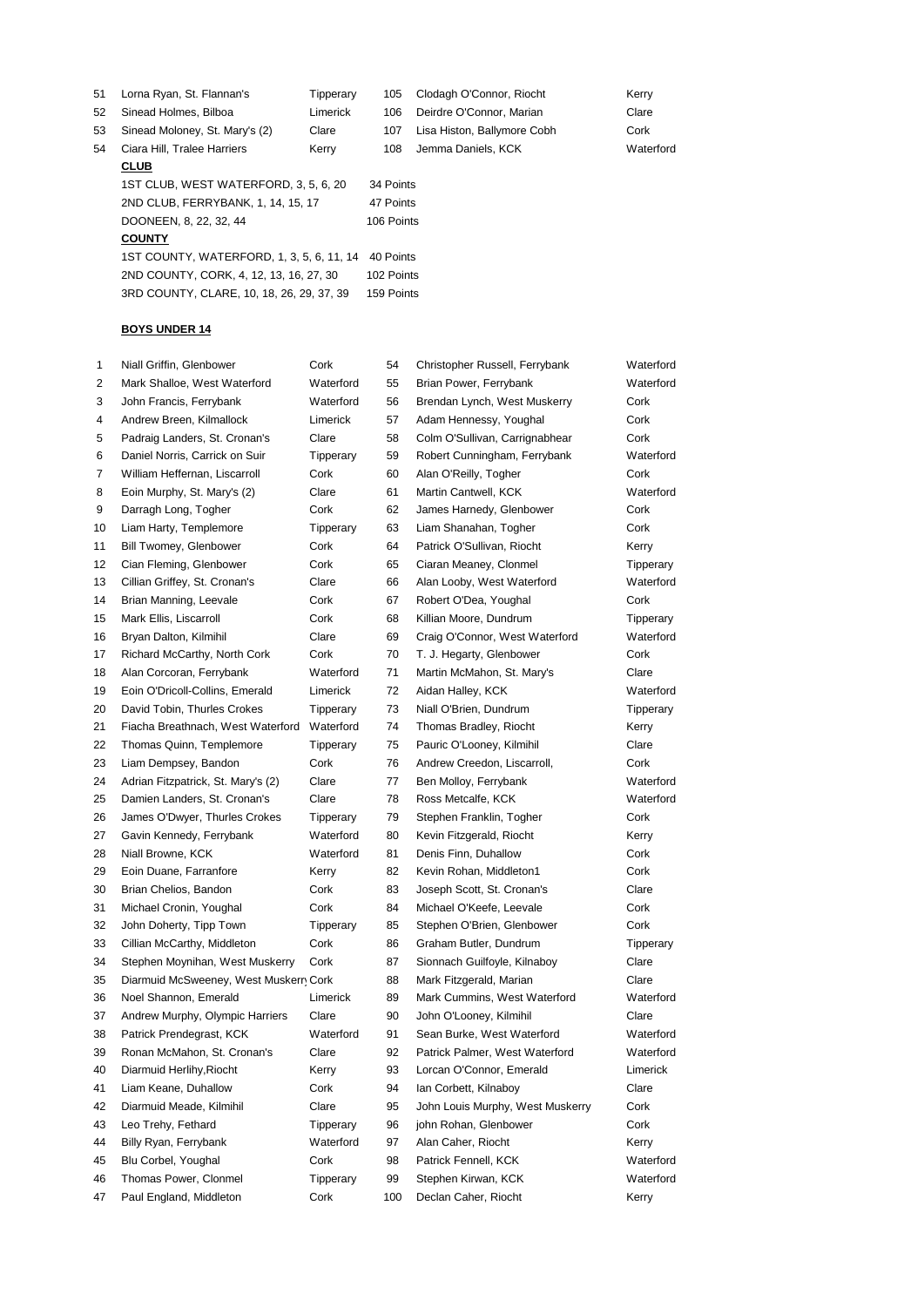| | | | | | |
|---|---|---|---|---|---|
| 51 | Lorna Ryan, St. Flannan's | Tipperary | 105 | Clodagh O'Connor, Riocht | Kerry |
| 52 | Sinead Holmes, Bilboa | Limerick | 106 | Deirdre O'Connor, Marian | Clare |
| 53 | Sinead Moloney, St. Mary's (2) | Clare | 107 | Lisa Histon, Ballymore Cobh | Cork |
| 54 | Ciara Hill, Tralee Harriers | Kerry | 108 | Jemma Daniels, KCK | Waterford |

**CLUB**

| | |
|---|---|
| 1ST CLUB, WEST WATERFORD, 3, 5, 6, 20 | 34 Points |
| 2ND CLUB, FERRYBANK, 1, 14, 15, 17 | 47 Points |
| DOONEEN, 8, 22, 32, 44 | 106 Points |

**COUNTY**

| | |
|---|---|
| 1ST COUNTY, WATERFORD, 1, 3, 5, 6, 11, 14 | 40 Points |
| 2ND COUNTY, CORK, 4, 12, 13, 16, 27, 30 | 102 Points |
| 3RD COUNTY, CLARE, 10, 18, 26, 29, 37, 39 | 159 Points |

**BOYS UNDER 14**

| | | | | | |
|---|---|---|---|---|---|
| 1 | Niall Griffin, Glenbower | Cork | 54 | Christopher Russell, Ferrybank | Waterford |
| 2 | Mark Shalloe, West Waterford | Waterford | 55 | Brian Power, Ferrybank | Waterford |
| 3 | John Francis, Ferrybank | Waterford | 56 | Brendan Lynch, West Muskerry | Cork |
| 4 | Andrew Breen, Kilmallock | Limerick | 57 | Adam Hennessy, Youghal | Cork |
| 5 | Padraig Landers, St. Cronan's | Clare | 58 | Colm O'Sullivan, Carrignabhear | Cork |
| 6 | Daniel Norris, Carrick on Suir | Tipperary | 59 | Robert Cunningham, Ferrybank | Waterford |
| 7 | William Heffernan, Liscarroll | Cork | 60 | Alan O'Reilly, Togher | Cork |
| 8 | Eoin Murphy, St. Mary's (2) | Clare | 61 | Martin Cantwell, KCK | Waterford |
| 9 | Darragh Long, Togher | Cork | 62 | James Harnedy, Glenbower | Cork |
| 10 | Liam Harty, Templemore | Tipperary | 63 | Liam Shanahan, Togher | Cork |
| 11 | Bill Twomey, Glenbower | Cork | 64 | Patrick O'Sullivan, Riocht | Kerry |
| 12 | Cian Fleming, Glenbower | Cork | 65 | Ciaran Meaney, Clonmel | Tipperary |
| 13 | Cillian Griffey, St. Cronan's | Clare | 66 | Alan Looby, West Waterford | Waterford |
| 14 | Brian Manning, Leevale | Cork | 67 | Robert O'Dea, Youghal | Cork |
| 15 | Mark Ellis, Liscarroll | Cork | 68 | Killian Moore, Dundrum | Tipperary |
| 16 | Bryan Dalton, Kilmihil | Clare | 69 | Craig O'Connor, West Waterford | Waterford |
| 17 | Richard McCarthy, North Cork | Cork | 70 | T. J. Hegarty, Glenbower | Cork |
| 18 | Alan Corcoran, Ferrybank | Waterford | 71 | Martin McMahon, St. Mary's | Clare |
| 19 | Eoin O'Dricoll-Collins, Emerald | Limerick | 72 | Aidan Halley, KCK | Waterford |
| 20 | David Tobin, Thurles Crokes | Tipperary | 73 | Niall O'Brien, Dundrum | Tipperary |
| 21 | Fiacha Breathnach, West Waterford | Waterford | 74 | Thomas Bradley, Riocht | Kerry |
| 22 | Thomas Quinn, Templemore | Tipperary | 75 | Pauric O'Looney, Kilmihil | Clare |
| 23 | Liam Dempsey, Bandon | Cork | 76 | Andrew Creedon, Liscarroll, | Cork |
| 24 | Adrian Fitzpatrick, St. Mary's (2) | Clare | 77 | Ben Molloy, Ferrybank | Waterford |
| 25 | Damien Landers, St. Cronan's | Clare | 78 | Ross Metcalfe, KCK | Waterford |
| 26 | James O'Dwyer, Thurles Crokes | Tipperary | 79 | Stephen Franklin, Togher | Cork |
| 27 | Gavin Kennedy, Ferrybank | Waterford | 80 | Kevin Fitzgerald, Riocht | Kerry |
| 28 | Niall Browne, KCK | Waterford | 81 | Denis Finn, Duhallow | Cork |
| 29 | Eoin Duane, Farranfore | Kerry | 82 | Kevin Rohan, Middleton1 | Cork |
| 30 | Brian Chelios, Bandon | Cork | 83 | Joseph Scott, St. Cronan's | Clare |
| 31 | Michael Cronin, Youghal | Cork | 84 | Michael O'Keefe, Leevale | Cork |
| 32 | John Doherty, Tipp Town | Tipperary | 85 | Stephen O'Brien, Glenbower | Cork |
| 33 | Cillian McCarthy, Middleton | Cork | 86 | Graham Butler, Dundrum | Tipperary |
| 34 | Stephen Moynihan, West Muskerry | Cork | 87 | Sionnach Guilfoyle, Kilnaboy | Clare |
| 35 | Diarmuid McSweeney, West Muskerry | Cork | 88 | Mark Fitzgerald, Marian | Clare |
| 36 | Noel Shannon, Emerald | Limerick | 89 | Mark Cummins, West Waterford | Waterford |
| 37 | Andrew Murphy, Olympic Harriers | Clare | 90 | John O'Looney, Kilmihil | Clare |
| 38 | Patrick Prendegrast, KCK | Waterford | 91 | Sean Burke, West Waterford | Waterford |
| 39 | Ronan McMahon, St. Cronan's | Clare | 92 | Patrick Palmer, West Waterford | Waterford |
| 40 | Diarmuid Herlihy,Riocht | Kerry | 93 | Lorcan O'Connor, Emerald | Limerick |
| 41 | Liam Keane, Duhallow | Cork | 94 | Ian Corbett, Kilnaboy | Clare |
| 42 | Diarmuid Meade, Kilmihil | Clare | 95 | John Louis Murphy, West Muskerry | Cork |
| 43 | Leo Trehy, Fethard | Tipperary | 96 | john Rohan, Glenbower | Cork |
| 44 | Billy Ryan, Ferrybank | Waterford | 97 | Alan Caher, Riocht | Kerry |
| 45 | Blu Corbel, Youghal | Cork | 98 | Patrick Fennell, KCK | Waterford |
| 46 | Thomas Power, Clonmel | Tipperary | 99 | Stephen Kirwan, KCK | Waterford |
| 47 | Paul England, Middleton | Cork | 100 | Declan Caher, Riocht | Kerry |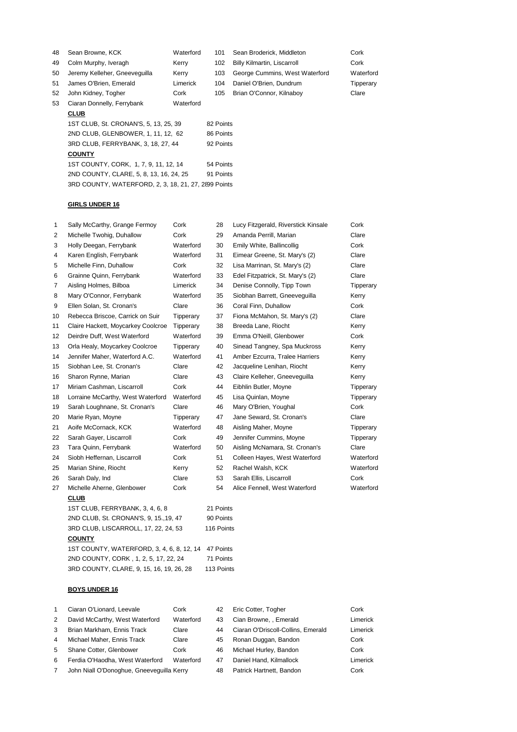| | | | | | |
|---|---|---|---|---|---|
| 48 | Sean Browne, KCK | Waterford | 101 | Sean Broderick, Middleton | Cork |
| 49 | Colm Murphy, Iveragh | Kerry | 102 | Billy Kilmartin, Liscarroll | Cork |
| 50 | Jeremy Kelleher, Gneeveguilla | Kerry | 103 | George Cummins, West Waterford | Waterford |
| 51 | James O'Brien, Emerald | Limerick | 104 | Daniel O'Brien, Dundrum | Tipperary |
| 52 | John Kidney, Togher | Cork | 105 | Brian O'Connor, Kilnaboy | Clare |
| 53 | Ciaran Donnelly, Ferrybank | Waterford | | | |

**CLUB**

1ST CLUB, St. CRONAN'S, 5, 13, 25, 39 — 82 Points
2ND CLUB, GLENBOWER, 1, 11, 12, 62 — 86 Points
3RD CLUB, FERRYBANK, 3, 18, 27, 44 — 92 Points

**COUNTY**

1ST COUNTY, CORK, 1, 7, 9, 11, 12, 14 — 54 Points
2ND COUNTY, CLARE, 5, 8, 13, 16, 24, 25 — 91 Points
3RD COUNTY, WATERFORD, 2, 3, 18, 21, 27, 2899 Points

**GIRLS UNDER 16**

| | | | | | |
|---|---|---|---|---|---|
| 1 | Sally McCarthy, Grange Fermoy | Cork | 28 | Lucy Fitzgerald, Riverstick Kinsale | Cork |
| 2 | Michelle Twohig, Duhallow | Cork | 29 | Amanda Perrill, Marian | Clare |
| 3 | Holly Deegan, Ferrybank | Waterford | 30 | Emily White, Ballincollig | Cork |
| 4 | Karen English, Ferrybank | Waterford | 31 | Eimear Greene, St. Mary's (2) | Clare |
| 5 | Michelle Finn, Duhallow | Cork | 32 | Lisa Marrinan, St. Mary's (2) | Clare |
| 6 | Grainne Quinn, Ferrybank | Waterford | 33 | Edel Fitzpatrick, St. Mary's (2) | Clare |
| 7 | Aisling Holmes, Bilboa | Limerick | 34 | Denise Connolly, Tipp Town | Tipperary |
| 8 | Mary O'Connor, Ferrybank | Waterford | 35 | Siobhan Barrett, Gneeveguilla | Kerry |
| 9 | Ellen Solan, St. Cronan's | Clare | 36 | Coral Finn, Duhallow | Cork |
| 10 | Rebecca Briscoe, Carrick on Suir | Tipperary | 37 | Fiona McMahon, St. Mary's (2) | Clare |
| 11 | Claire Hackett, Moycarkey Coolcroe | Tipperary | 38 | Breeda Lane, Riocht | Kerry |
| 12 | Deirdre Duff, West Waterford | Waterford | 39 | Emma O'Neill, Glenbower | Cork |
| 13 | Orla Healy, Moycarkey Coolcroe | Tipperary | 40 | Sinead Tangney, Spa Muckross | Kerry |
| 14 | Jennifer Maher, Waterford A.C. | Waterford | 41 | Amber Ezcurra, Tralee Harriers | Kerry |
| 15 | Siobhan Lee, St. Cronan's | Clare | 42 | Jacqueline Lenihan, Riocht | Kerry |
| 16 | Sharon Rynne, Marian | Clare | 43 | Claire Kelleher, Gneeveguilla | Kerry |
| 17 | Miriam Cashman, Liscarroll | Cork | 44 | Eibhlin Butler, Moyne | Tipperary |
| 18 | Lorraine McCarthy, West Waterford | Waterford | 45 | Lisa Quinlan, Moyne | Tipperary |
| 19 | Sarah Loughnane, St. Cronan's | Clare | 46 | Mary O'Brien, Youghal | Cork |
| 20 | Marie Ryan, Moyne | Tipperary | 47 | Jane Seward, St. Cronan's | Clare |
| 21 | Aoife McCornack, KCK | Waterford | 48 | Aisling Maher, Moyne | Tipperary |
| 22 | Sarah Gayer, Liscarroll | Cork | 49 | Jennifer Cummins, Moyne | Tipperary |
| 23 | Tara Quinn, Ferrybank | Waterford | 50 | Aisling McNamara, St. Cronan's | Clare |
| 24 | Siobh Heffernan, Liscarroll | Cork | 51 | Colleen Hayes, West Waterford | Waterford |
| 25 | Marian Shine, Riocht | Kerry | 52 | Rachel Walsh, KCK | Waterford |
| 26 | Sarah Daly, Ind | Clare | 53 | Sarah Ellis, Liscarroll | Cork |
| 27 | Michelle Aherne, Glenbower | Cork | 54 | Alice Fennell, West Waterford | Waterford |

**CLUB**

1ST CLUB, FERRYBANK, 3, 4, 6, 8 — 21 Points
2ND CLUB, St. CRONAN'S, 9, 15.,19, 47 — 90 Points
3RD CLUB, LISCARROLL, 17, 22, 24, 53 — 116 Points

**COUNTY**

1ST COUNTY, WATERFORD, 3, 4, 6, 8, 12, 14 — 47 Points
2ND COUNTY, CORK , 1, 2, 5, 17, 22, 24 — 71 Points
3RD COUNTY, CLARE, 9, 15, 16, 19, 26, 28 — 113 Points

**BOYS UNDER 16**

| | | | | | |
|---|---|---|---|---|---|
| 1 | Ciaran O'Lionard, Leevale | Cork | 42 | Eric Cotter, Togher | Cork |
| 2 | David McCarthy, West Waterford | Waterford | 43 | Cian Browne, , Emerald | Limerick |
| 3 | Brian Markham, Ennis Track | Clare | 44 | Ciaran O'Driscoll-Collins, Emerald | Limerick |
| 4 | Michael Maher, Ennis Track | Clare | 45 | Ronan Duggan, Bandon | Cork |
| 5 | Shane Cotter, Glenbower | Cork | 46 | Michael Hurley, Bandon | Cork |
| 6 | Ferdia O'Haodha, West Waterford | Waterford | 47 | Daniel Hand, Kilmallock | Limerick |
| 7 | John Niall O'Donoghue, Gneeveguilla | Kerry | 48 | Patrick Hartnett, Bandon | Cork |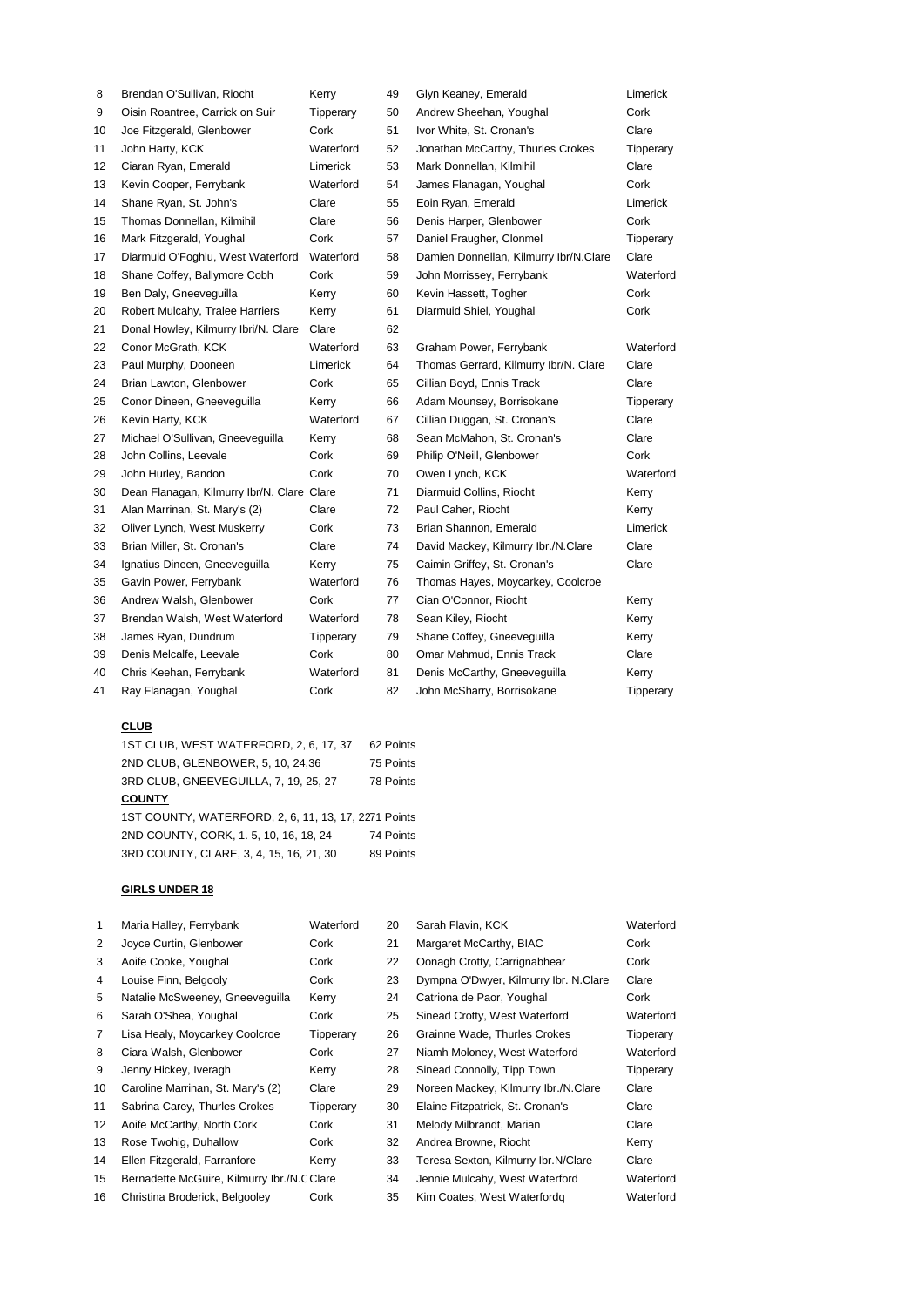| | | | | | |
|---|---|---|---|---|---|
| 8 | Brendan O'Sullivan, Riocht | Kerry | 49 | Glyn Keaney, Emerald | Limerick |
| 9 | Oisin Roantree, Carrick on Suir | Tipperary | 50 | Andrew Sheehan, Youghal | Cork |
| 10 | Joe Fitzgerald, Glenbower | Cork | 51 | Ivor White, St. Cronan's | Clare |
| 11 | John Harty, KCK | Waterford | 52 | Jonathan McCarthy, Thurles Crokes | Tipperary |
| 12 | Ciaran Ryan, Emerald | Limerick | 53 | Mark Donnellan, Kilmihil | Clare |
| 13 | Kevin Cooper, Ferrybank | Waterford | 54 | James Flanagan, Youghal | Cork |
| 14 | Shane Ryan, St. John's | Clare | 55 | Eoin Ryan, Emerald | Limerick |
| 15 | Thomas Donnellan, Kilmihil | Clare | 56 | Denis Harper, Glenbower | Cork |
| 16 | Mark Fitzgerald, Youghal | Cork | 57 | Daniel Fraugher, Clonmel | Tipperary |
| 17 | Diarmuid O'Foghlu, West Waterford | Waterford | 58 | Damien Donnellan, Kilmurry Ibr/N.Clare | Clare |
| 18 | Shane Coffey, Ballymore Cobh | Cork | 59 | John Morrissey, Ferrybank | Waterford |
| 19 | Ben Daly, Gneeveguilla | Kerry | 60 | Kevin Hassett, Togher | Cork |
| 20 | Robert Mulcahy, Tralee Harriers | Kerry | 61 | Diarmuid Shiel, Youghal | Cork |
| 21 | Donal Howley, Kilmurry Ibri/N. Clare | Clare | 62 | | |
| 22 | Conor McGrath, KCK | Waterford | 63 | Graham Power, Ferrybank | Waterford |
| 23 | Paul Murphy, Dooneen | Limerick | 64 | Thomas Gerrard, Kilmurry Ibr/N. Clare | Clare |
| 24 | Brian Lawton, Glenbower | Cork | 65 | Cillian Boyd, Ennis Track | Clare |
| 25 | Conor Dineen, Gneeveguilla | Kerry | 66 | Adam Mounsey, Borrisokane | Tipperary |
| 26 | Kevin Harty, KCK | Waterford | 67 | Cillian Duggan, St. Cronan's | Clare |
| 27 | Michael O'Sullivan, Gneeveguilla | Kerry | 68 | Sean McMahon, St. Cronan's | Clare |
| 28 | John Collins, Leevale | Cork | 69 | Philip O'Neill, Glenbower | Cork |
| 29 | John Hurley, Bandon | Cork | 70 | Owen Lynch, KCK | Waterford |
| 30 | Dean Flanagan, Kilmurry Ibr/N. Clare | Clare | 71 | Diarmuid Collins, Riocht | Kerry |
| 31 | Alan Marrinan, St. Mary's (2) | Clare | 72 | Paul Caher, Riocht | Kerry |
| 32 | Oliver Lynch, West Muskerry | Cork | 73 | Brian Shannon, Emerald | Limerick |
| 33 | Brian Miller, St. Cronan's | Clare | 74 | David Mackey, Kilmurry Ibr./N.Clare | Clare |
| 34 | Ignatius Dineen, Gneeveguilla | Kerry | 75 | Caimin Griffey, St. Cronan's | Clare |
| 35 | Gavin Power, Ferrybank | Waterford | 76 | Thomas Hayes, Moycarkey, Coolcroe | |
| 36 | Andrew Walsh, Glenbower | Cork | 77 | Cian O'Connor, Riocht | Kerry |
| 37 | Brendan Walsh, West Waterford | Waterford | 78 | Sean Kiley, Riocht | Kerry |
| 38 | James Ryan, Dundrum | Tipperary | 79 | Shane Coffey, Gneeveguilla | Kerry |
| 39 | Denis Melcalfe, Leevale | Cork | 80 | Omar Mahmud, Ennis Track | Clare |
| 40 | Chris Keehan, Ferrybank | Waterford | 81 | Denis McCarthy, Gneeveguilla | Kerry |
| 41 | Ray Flanagan, Youghal | Cork | 82 | John McSharry, Borrisokane | Tipperary |

**CLUB**

| | |
|---|---|
| 1ST CLUB, WEST WATERFORD, 2, 6, 17, 37 | 62 Points |
| 2ND CLUB, GLENBOWER, 5, 10, 24,36 | 75 Points |
| 3RD CLUB, GNEEVEGUILLA, 7, 19, 25, 27 | 78 Points |

**COUNTY**

| | |
|---|---|
| 1ST COUNTY, WATERFORD, 2, 6, 11, 13, 17, 22 | 71 Points |
| 2ND COUNTY, CORK, 1. 5, 10, 16, 18, 24 | 74 Points |
| 3RD COUNTY, CLARE, 3, 4, 15, 16, 21, 30 | 89 Points |

**GIRLS UNDER 18**

| | | | | | |
|---|---|---|---|---|---|
| 1 | Maria Halley, Ferrybank | Waterford | 20 | Sarah Flavin, KCK | Waterford |
| 2 | Joyce Curtin, Glenbower | Cork | 21 | Margaret McCarthy, BIAC | Cork |
| 3 | Aoife Cooke, Youghal | Cork | 22 | Oonagh Crotty, Carrignabhear | Cork |
| 4 | Louise Finn, Belgooly | Cork | 23 | Dympna O'Dwyer, Kilmurry Ibr. N.Clare | Clare |
| 5 | Natalie McSweeney, Gneeveguilla | Kerry | 24 | Catriona de Paor, Youghal | Cork |
| 6 | Sarah O'Shea, Youghal | Cork | 25 | Sinead Crotty, West Waterford | Waterford |
| 7 | Lisa Healy, Moycarkey Coolcroe | Tipperary | 26 | Grainne Wade, Thurles Crokes | Tipperary |
| 8 | Ciara Walsh, Glenbower | Cork | 27 | Niamh Moloney, West Waterford | Waterford |
| 9 | Jenny Hickey, Iveragh | Kerry | 28 | Sinead Connolly, Tipp Town | Tipperary |
| 10 | Caroline Marrinan, St. Mary's (2) | Clare | 29 | Noreen Mackey, Kilmurry Ibr./N.Clare | Clare |
| 11 | Sabrina Carey, Thurles Crokes | Tipperary | 30 | Elaine Fitzpatrick, St. Cronan's | Clare |
| 12 | Aoife McCarthy, North Cork | Cork | 31 | Melody Milbrandt, Marian | Clare |
| 13 | Rose Twohig, Duhallow | Cork | 32 | Andrea Browne, Riocht | Kerry |
| 14 | Ellen Fitzgerald, Farranfore | Kerry | 33 | Teresa Sexton, Kilmurry Ibr.N/Clare | Clare |
| 15 | Bernadette McGuire, Kilmurry Ibr./N.C | Clare | 34 | Jennie Mulcahy, West Waterford | Waterford |
| 16 | Christina Broderick, Belgooley | Cork | 35 | Kim Coates, West Waterfordq | Waterford |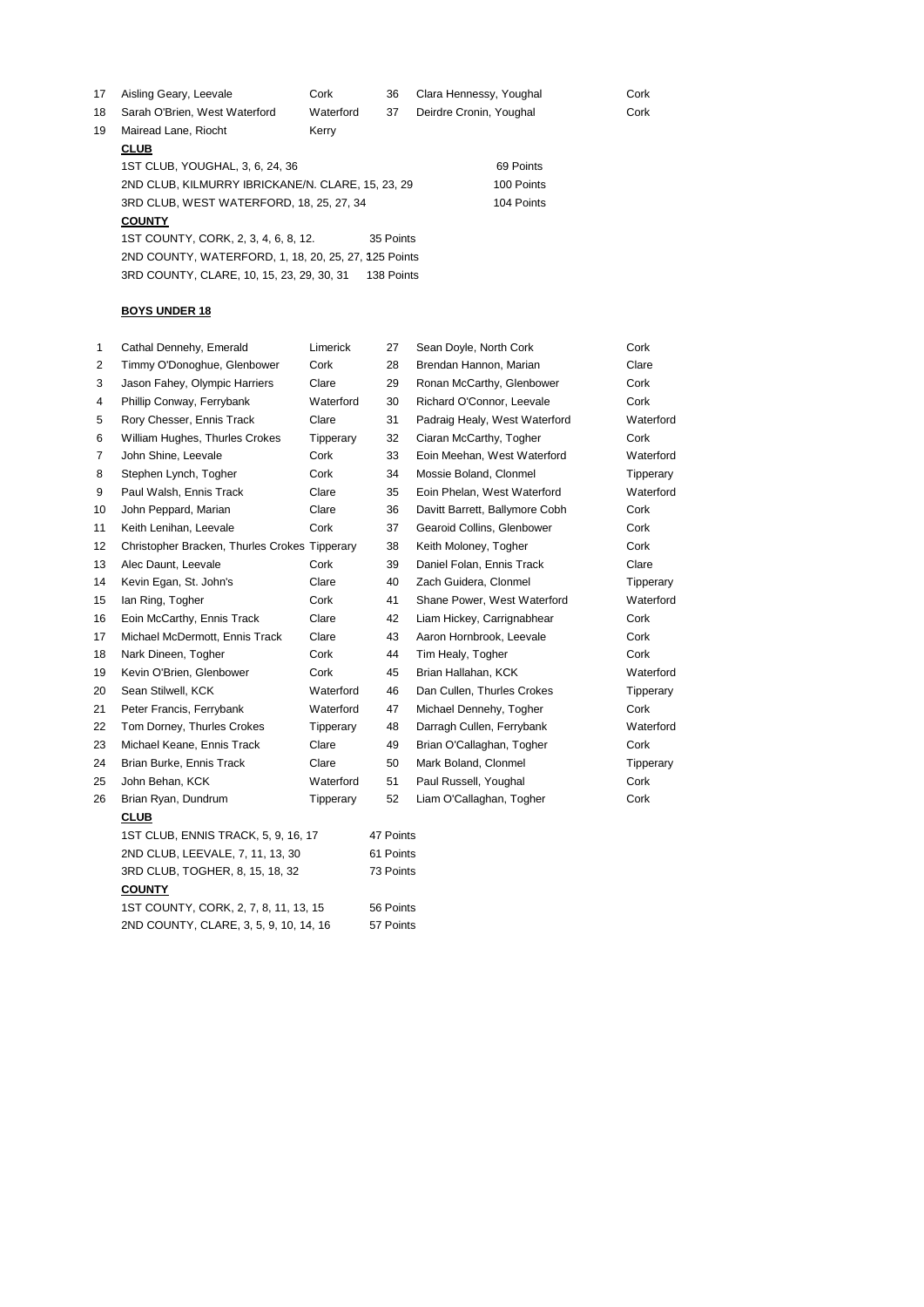| | | | | | |
|---|---|---|---|---|---|
| 17 | Aisling Geary, Leevale | Cork | 36 | Clara Hennessy, Youghal | Cork |
| 18 | Sarah O'Brien, West Waterford | Waterford | 37 | Deirdre Cronin, Youghal | Cork |
| 19 | Mairead Lane, Riocht | Kerry | | | |

**CLUB**

1ST CLUB, YOUGHAL, 3, 6, 24, 36 — 69 Points

2ND CLUB, KILMURRY IBRICKANE/N. CLARE, 15, 23, 29 — 100 Points

3RD CLUB, WEST WATERFORD, 18, 25, 27, 34 — 104 Points

**COUNTY**

1ST COUNTY, CORK, 2, 3, 4, 6, 8, 12. — 35 Points

2ND COUNTY, WATERFORD, 1, 18, 20, 25, 27, 3 — 125 Points

3RD COUNTY, CLARE, 10, 15, 23, 29, 30, 31 — 138 Points

**BOYS UNDER 18**

| | | | | | |
|---|---|---|---|---|---|
| 1 | Cathal Dennehy, Emerald | Limerick | 27 | Sean Doyle, North Cork | Cork |
| 2 | Timmy O'Donoghue, Glenbower | Cork | 28 | Brendan Hannon, Marian | Clare |
| 3 | Jason Fahey, Olympic Harriers | Clare | 29 | Ronan McCarthy, Glenbower | Cork |
| 4 | Phillip Conway, Ferrybank | Waterford | 30 | Richard O'Connor, Leevale | Cork |
| 5 | Rory Chesser, Ennis Track | Clare | 31 | Padraig Healy, West Waterford | Waterford |
| 6 | William Hughes, Thurles Crokes | Tipperary | 32 | Ciaran McCarthy, Togher | Cork |
| 7 | John Shine, Leevale | Cork | 33 | Eoin Meehan, West Waterford | Waterford |
| 8 | Stephen Lynch, Togher | Cork | 34 | Mossie Boland, Clonmel | Tipperary |
| 9 | Paul Walsh, Ennis Track | Clare | 35 | Eoin Phelan, West Waterford | Waterford |
| 10 | John Peppard, Marian | Clare | 36 | Davitt Barrett, Ballymore Cobh | Cork |
| 11 | Keith Lenihan, Leevale | Cork | 37 | Gearoid Collins, Glenbower | Cork |
| 12 | Christopher Bracken, Thurles Crokes | Tipperary | 38 | Keith Moloney, Togher | Cork |
| 13 | Alec Daunt, Leevale | Cork | 39 | Daniel Folan, Ennis Track | Clare |
| 14 | Kevin Egan, St. John's | Clare | 40 | Zach Guidera, Clonmel | Tipperary |
| 15 | Ian Ring, Togher | Cork | 41 | Shane Power, West Waterford | Waterford |
| 16 | Eoin McCarthy, Ennis Track | Clare | 42 | Liam Hickey, Carrignabhear | Cork |
| 17 | Michael McDermott, Ennis Track | Clare | 43 | Aaron Hornbrook, Leevale | Cork |
| 18 | Nark Dineen, Togher | Cork | 44 | Tim Healy, Togher | Cork |
| 19 | Kevin O'Brien, Glenbower | Cork | 45 | Brian Hallahan, KCK | Waterford |
| 20 | Sean Stilwell, KCK | Waterford | 46 | Dan Cullen, Thurles Crokes | Tipperary |
| 21 | Peter Francis, Ferrybank | Waterford | 47 | Michael Dennehy, Togher | Cork |
| 22 | Tom Dorney, Thurles Crokes | Tipperary | 48 | Darragh Cullen, Ferrybank | Waterford |
| 23 | Michael Keane, Ennis Track | Clare | 49 | Brian O'Callaghan, Togher | Cork |
| 24 | Brian Burke, Ennis Track | Clare | 50 | Mark Boland, Clonmel | Tipperary |
| 25 | John Behan, KCK | Waterford | 51 | Paul Russell, Youghal | Cork |
| 26 | Brian Ryan, Dundrum | Tipperary | 52 | Liam O'Callaghan, Togher | Cork |

**CLUB**

1ST CLUB, ENNIS TRACK, 5, 9, 16, 17 — 47 Points

2ND CLUB, LEEVALE, 7, 11, 13, 30 — 61 Points

3RD CLUB, TOGHER, 8, 15, 18, 32 — 73 Points

**COUNTY**

1ST COUNTY, CORK, 2, 7, 8, 11, 13, 15 — 56 Points

2ND COUNTY, CLARE, 3, 5, 9, 10, 14, 16 — 57 Points